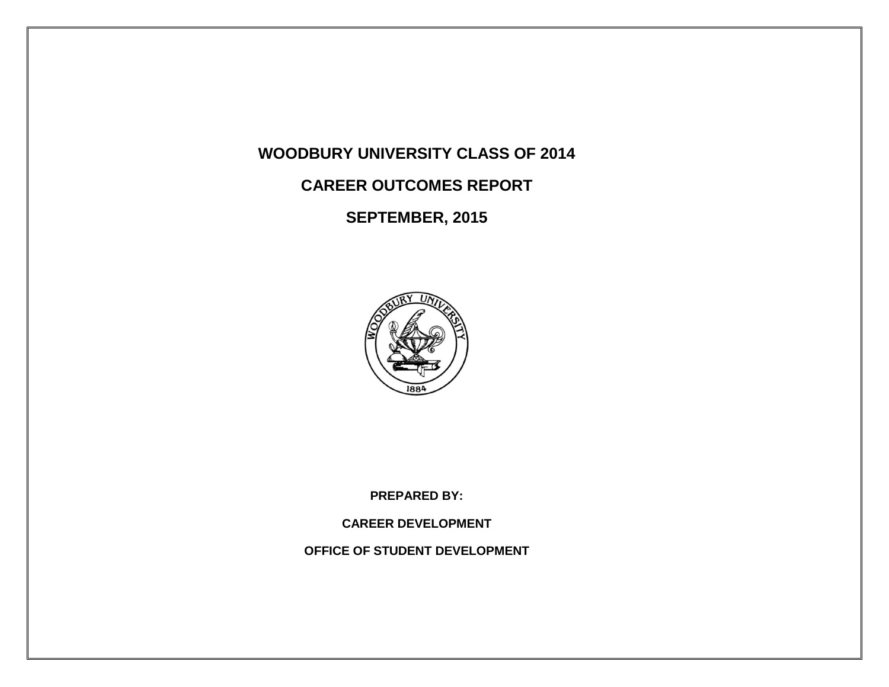# WOODBURY UNIVERSITY CLASS OF 2014

# CAREER OUTCOMES REPORT

# SEPTEMBER, 2015

**PREPARED BY:**

**CAREER DEVELOPMENT**

**OFFICE OF STUDENT DEVELOPMENT**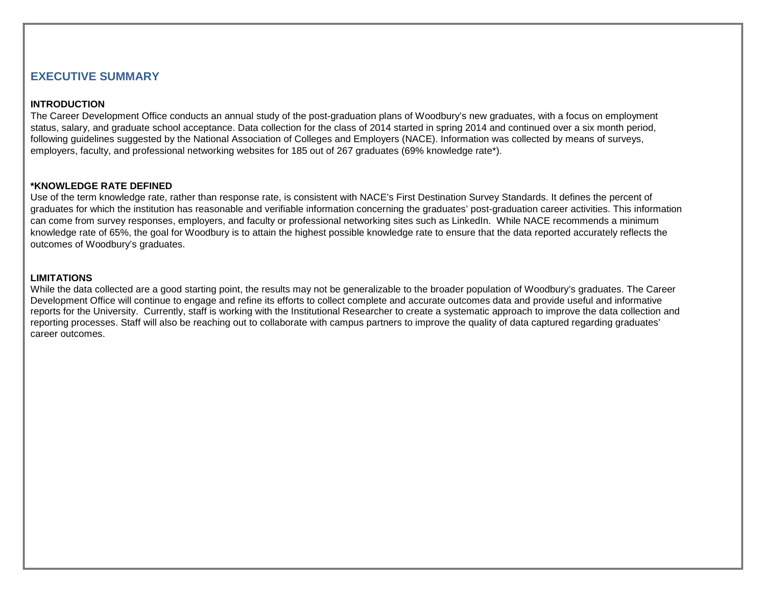# EXECUTIVE SUMMARY

### INTRODUCTION

The Career Development Office conducts an annual study of the post-graduation plans of Woodbury's new graduates, with a focus on employment status, salary, and graduate school acceptance. Data collection for the class of 2014 started in spring 2014 and continued over a six month period, following guidelines suggested by the National Association of Colleges and Employers (NACE). Information was collected by means of surveys, employers, faculty, and professional networking websites for 185 out of 267 graduates (69% knowledge rate*).

### *KNOWLEDGE RATE DEFINED

Use of the term knowledge rate, rather than response rate, is consistent with NACE's First Destination Survey Standards. It defines the percent of graduates for which the institution has reasonable and verifiable information concerning the graduates' post-graduation career activities. This information can come from survey responses, employers, and faculty or professional networking sites such as LinkedIn. While NACE recommends a minimum knowledge rate of 65%, the goal for Woodbury is to attain the highest possible knowledge rate to ensure that the data reported accurately reflects the outcomes of Woodbury's graduates.

### LIMITATIONS

While the data collected are a good starting point, the results may not be generalizable to the broader population of Woodbury's graduates. The Career Development Office will continue to engage and refine its efforts to collect complete and accurate outcomes data and provide useful and informative reports for the University. Currently, staff is working with the Institutional Researcher to create a systematic approach to improve the data collection and reporting processes. Staff will also be reaching out to collaborate with campus partners to improve the quality of data captured regarding graduates' career outcomes.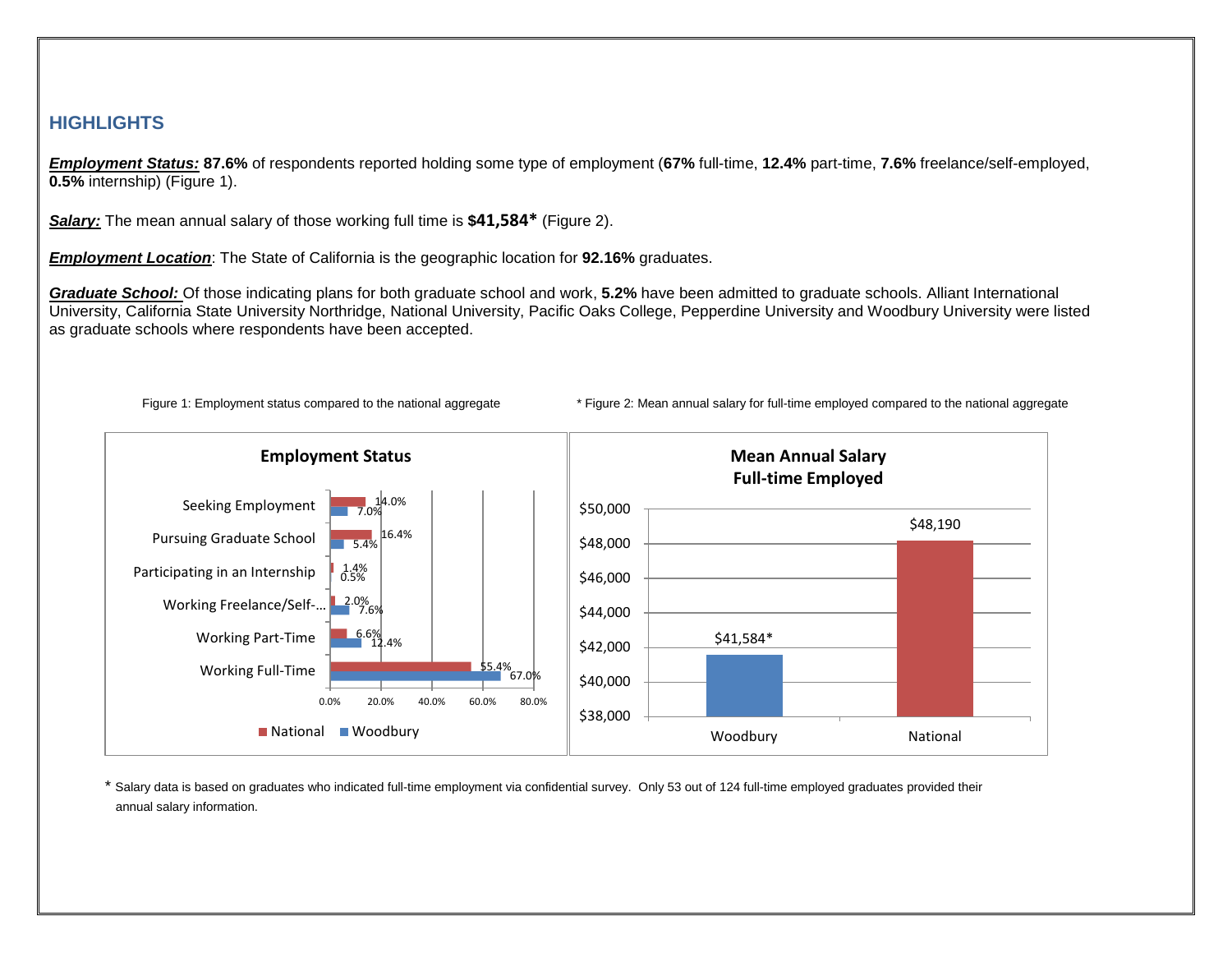## HIGHLIGHTS

***Employment Status:*** **87.6%** of respondents reported holding some type of employment (**67%** full-time, **12.4%** part-time, **7.6%** freelance/self-employed, **0.5%** internship) (Figure 1).

***Salary:*** The mean annual salary of those working full time is **$41,584*** (Figure 2).

***Employment Location***: The State of California is the geographic location for **92.16%** graduates.

***Graduate School:*** Of those indicating plans for both graduate school and work, **5.2%** have been admitted to graduate schools. Alliant International University, California State University Northridge, National University, Pacific Oaks College, Pepperdine University and Woodbury University were listed as graduate schools where respondents have been accepted.

Figure 1: Employment status compared to the national aggregate

**Employment Status**

| | National | Woodbury |
|---|---|---|
| Seeking Employment | 14.0% | 7.0% |
| Pursuing Graduate School | 16.4% | 5.4% |
| Participating in an Internship | 1.4% | 0.5% |
| Working Freelance/Self-... | 2.0% | 7.6% |
| Working Part-Time | 6.6% | 12.4% |
| Working Full-Time | 55.4% | 67.0% |

\* Figure 2: Mean annual salary for full-time employed compared to the national aggregate

**Mean Annual Salary Full-time Employed**

| | Mean Annual Salary |
|---|---|
| Woodbury | $41,584* |
| National | $48,190 |

\* Salary data is based on graduates who indicated full-time employment via confidential survey. Only 53 out of 124 full-time employed graduates provided their annual salary information.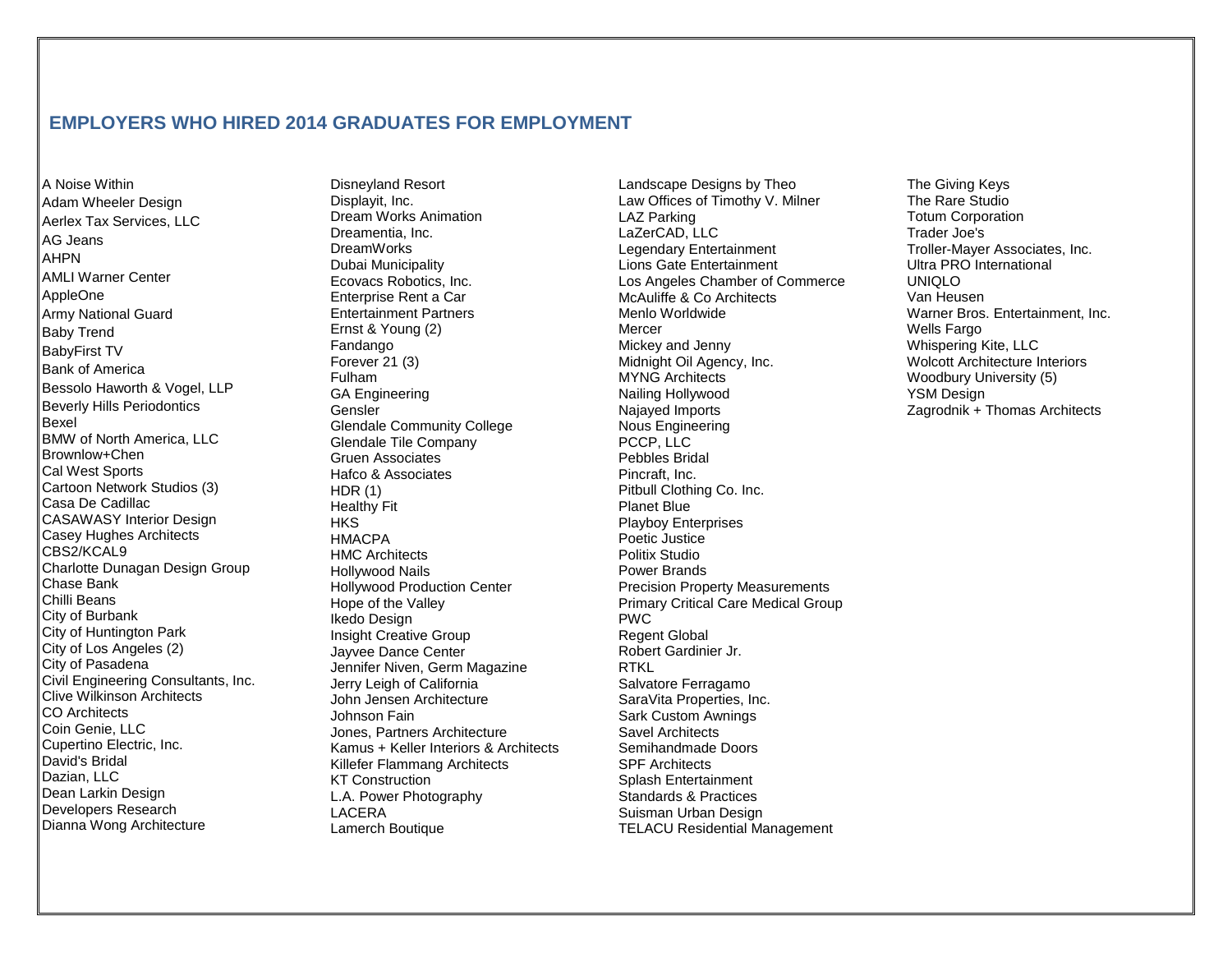## EMPLOYERS WHO HIRED 2014 GRADUATES FOR EMPLOYMENT

A Noise Within
Adam Wheeler Design
Aerlex Tax Services, LLC
AG Jeans
AHPN
AMLI Warner Center
AppleOne
Army National Guard
Baby Trend
BabyFirst TV
Bank of America
Bessolo Haworth & Vogel, LLP
Beverly Hills Periodontics
Bexel
BMW of North America, LLC
Brownlow+Chen
Cal West Sports
Cartoon Network Studios (3)
Casa De Cadillac
CASAWASY Interior Design
Casey Hughes Architects
CBS2/KCAL9
Charlotte Dunagan Design Group
Chase Bank
Chilli Beans
City of Burbank
City of Huntington Park
City of Los Angeles (2)
City of Pasadena
Civil Engineering Consultants, Inc.
Clive Wilkinson Architects
CO Architects
Coin Genie, LLC
Cupertino Electric, Inc.
David's Bridal
Dazian, LLC
Dean Larkin Design
Developers Research
Dianna Wong Architecture
Disneyland Resort
Displayit, Inc.
Dream Works Animation
Dreamentia, Inc.
DreamWorks
Dubai Municipality
Ecovacs Robotics, Inc.
Enterprise Rent a Car
Entertainment Partners
Ernst & Young (2)
Fandango
Forever 21 (3)
Fulham
GA Engineering
Gensler
Glendale Community College
Glendale Tile Company
Gruen Associates
Hafco & Associates
HDR (1)
Healthy Fit
HKS
HMACPA
HMC Architects
Hollywood Nails
Hollywood Production Center
Hope of the Valley
Ikedo Design
Insight Creative Group
Jayvee Dance Center
Jennifer Niven, Germ Magazine
Jerry Leigh of California
John Jensen Architecture
Johnson Fain
Jones, Partners Architecture
Kamus + Keller Interiors & Architects
Killefer Flammang Architects
KT Construction
L.A. Power Photography
LACERA
Lamerch Boutique
Landscape Designs by Theo
Law Offices of Timothy V. Milner
LAZ Parking
LaZerCAD, LLC
Legendary Entertainment
Lions Gate Entertainment
Los Angeles Chamber of Commerce
McAuliffe & Co Architects
Menlo Worldwide
Mercer
Mickey and Jenny
Midnight Oil Agency, Inc.
MYNG Architects
Nailing Hollywood
Najayed Imports
Nous Engineering
PCCP, LLC
Pebbles Bridal
Pincraft, Inc.
Pitbull Clothing Co. Inc.
Planet Blue
Playboy Enterprises
Poetic Justice
Politix Studio
Power Brands
Precision Property Measurements
Primary Critical Care Medical Group
PWC
Regent Global
Robert Gardinier Jr.
RTKL
Salvatore Ferragamo
SaraVita Properties, Inc.
Sark Custom Awnings
Savel Architects
Semihandmade Doors
SPF Architects
Splash Entertainment
Standards & Practices
Suisman Urban Design
TELACU Residential Management
The Giving Keys
The Rare Studio
Totum Corporation
Trader Joe's
Troller-Mayer Associates, Inc.
Ultra PRO International
UNIQLO
Van Heusen
Warner Bros. Entertainment, Inc.
Wells Fargo
Whispering Kite, LLC
Wolcott Architecture Interiors
Woodbury University (5)
YSM Design
Zagrodnik + Thomas Architects